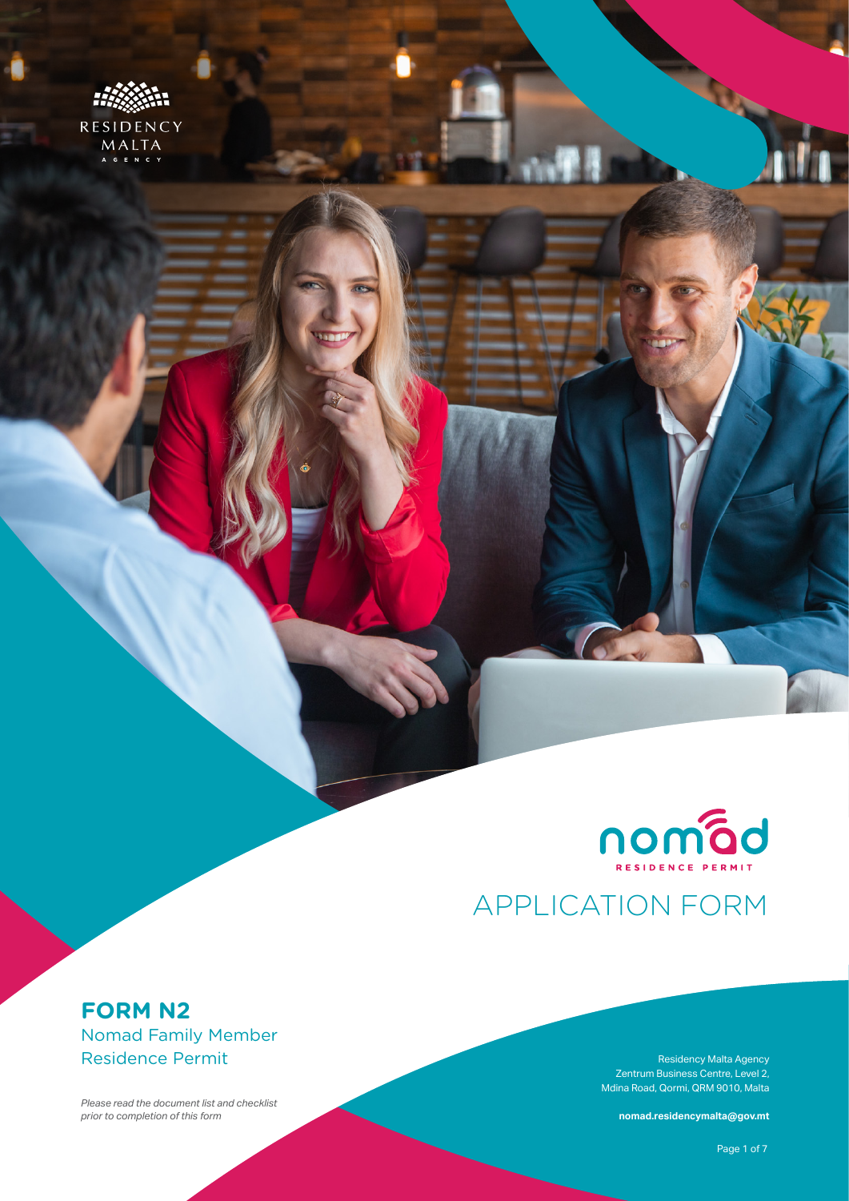RESIDENCY MALTA AGENCY

nomad

RESIDENCE PERMIT

# APPLICATION FORM

## FORM N2

Nomad Family Member Residence Permit

*Please read the document list and checklist prior to completion of this form*

Residency Malta Agency
Zentrum Business Centre, Level 2,
Mdina Road, Qormi, QRM 9010, Malta

**nomad.residencymalta@gov.mt**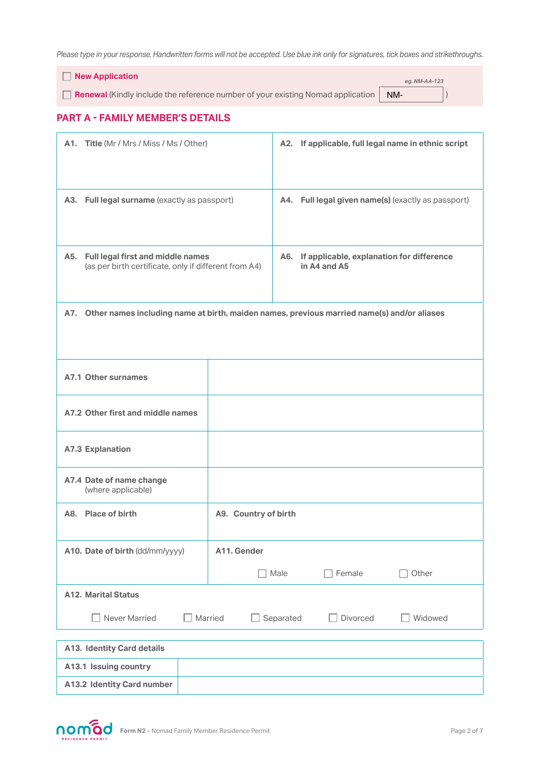*Please type in your response. Handwritten forms will not be accepted. Use blue ink only for signatures, tick boxes and strikethroughs.*

☐ **New Application**

☐ **Renewal** (Kindly include the reference number of your existing Nomad application NM- ) *eg. NM-AA-123*

## PART A - FAMILY MEMBER'S DETAILS

| | |
|---|---|
| **A1. Title** (Mr / Mrs / Miss / Ms / Other) | **A2. If applicable, full legal name in ethnic script** |
| **A3. Full legal surname** (exactly as passport) | **A4. Full legal given name(s)** (exactly as passport) |
| **A5. Full legal first and middle names** (as per birth certificate, only if different from A4) | **A6. If applicable, explanation for difference in A4 and A5** |

**A7. Other names including name at birth, maiden names, previous married name(s) and/or aliases**

| | |
|---|---|
| **A7.1 Other surnames** | |
| **A7.2 Other first and middle names** | |
| **A7.3 Explanation** | |
| **A7.4 Date of name change** (where applicable) | |
| **A8. Place of birth** | **A9. Country of birth** |
| **A10. Date of birth** (dd/mm/yyyy) | **A11. Gender** ☐ Male ☐ Female ☐ Other |

**A12. Marital Status**

☐ Never Married ☐ Married ☐ Separated ☐ Divorced ☐ Widowed

| **A13. Identity Card details** | |
|---|---|
| **A13.1 Issuing country** | |
| **A13.2 Identity Card number** | |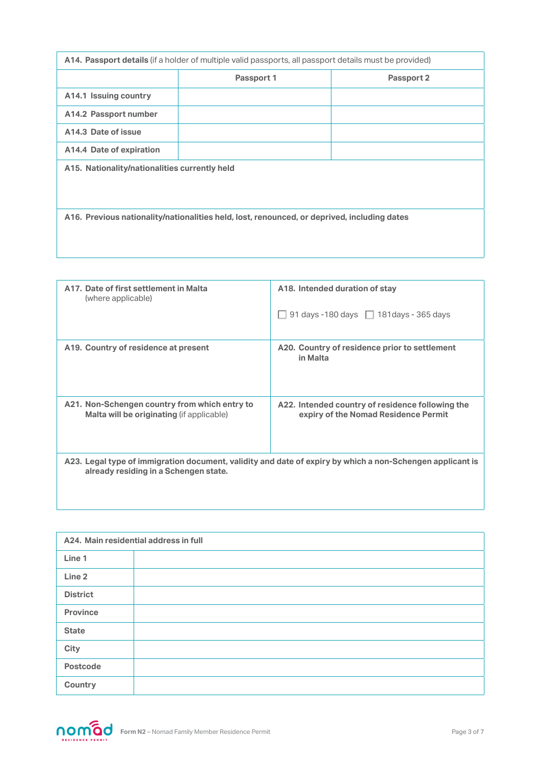| **A14. Passport details** (if a holder of multiple valid passports, all passport details must be provided) | | |
|---|---|---|
| | **Passport 1** | **Passport 2** |
| **A14.1 Issuing country** | | |
| **A14.2 Passport number** | | |
| **A14.3 Date of issue** | | |
| **A14.4 Date of expiration** | | |

**A15. Nationality/nationalities currently held**

**A16. Previous nationality/nationalities held, lost, renounced, or deprived, including dates**

| | |
|---|---|
| **A17. Date of first settlement in Malta** (where applicable) | **A18. Intended duration of stay** <br> ☐ 91 days -180 days ☐ 181days - 365 days |
| **A19. Country of residence at present** | **A20. Country of residence prior to settlement in Malta** |
| **A21. Non-Schengen country from which entry to Malta will be originating** (if applicable) | **A22. Intended country of residence following the expiry of the Nomad Residence Permit** |

**A23. Legal type of immigration document, validity and date of expiry by which a non-Schengen applicant is already residing in a Schengen state.**

| **A24. Main residential address in full** | |
|---|---|
| **Line 1** | |
| **Line 2** | |
| **District** | |
| **Province** | |
| **State** | |
| **City** | |
| **Postcode** | |
| **Country** | |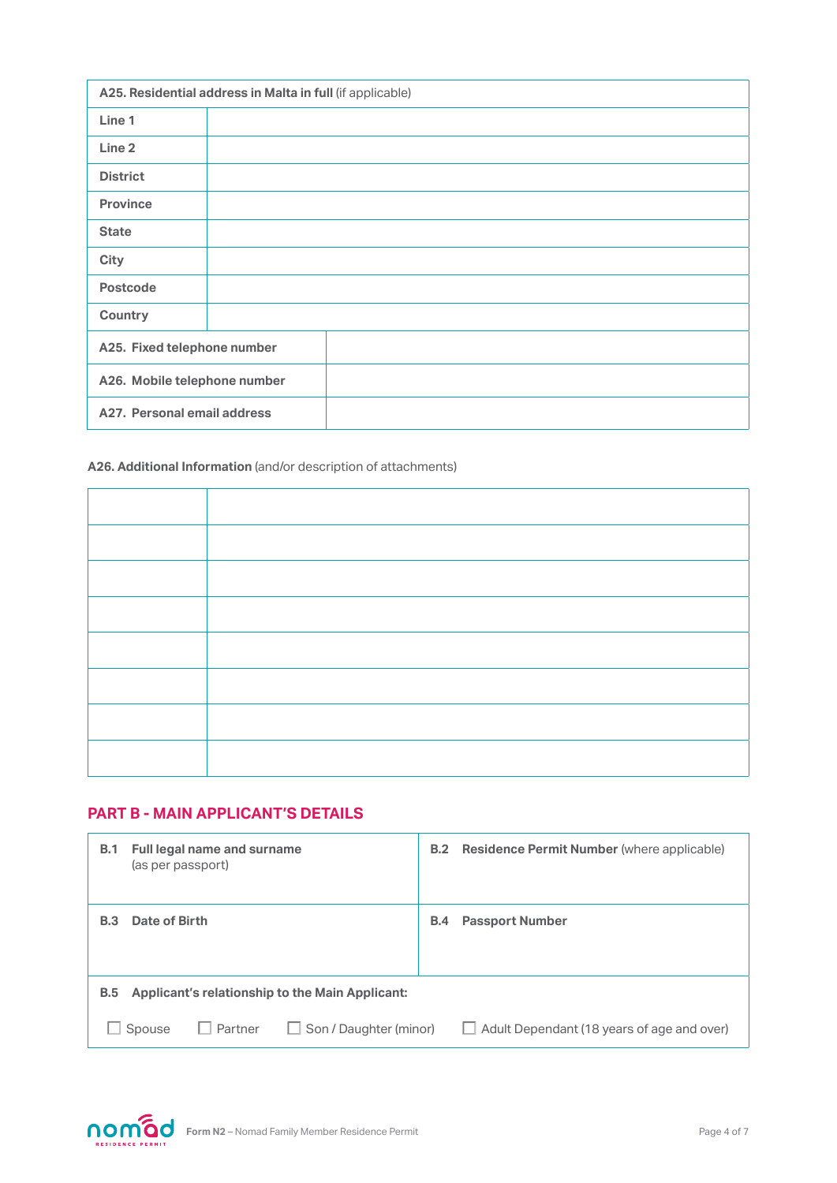| **A25. Residential address in Malta in full** (if applicable) | |
|---|---|
| **Line 1** | |
| **Line 2** | |
| **District** | |
| **Province** | |
| **State** | |
| **City** | |
| **Postcode** | |
| **Country** | |

| | |
|---|---|
| **A25. Fixed telephone number** | |
| **A26. Mobile telephone number** | |
| **A27. Personal email address** | |

**A26. Additional Information** (and/or description of attachments)

| | |
|---|---|
| | |
| | |
| | |
| | |
| | |
| | |
| | |
| | |

## PART B - MAIN APPLICANT'S DETAILS

| | |
|---|---|
| **B.1 Full legal name and surname** (as per passport) | **B.2 Residence Permit Number** (where applicable) |
| **B.3 Date of Birth** | **B.4 Passport Number** |

**B.5 Applicant's relationship to the Main Applicant:**

☐ Spouse ☐ Partner ☐ Son / Daughter (minor) ☐ Adult Dependant (18 years of age and over)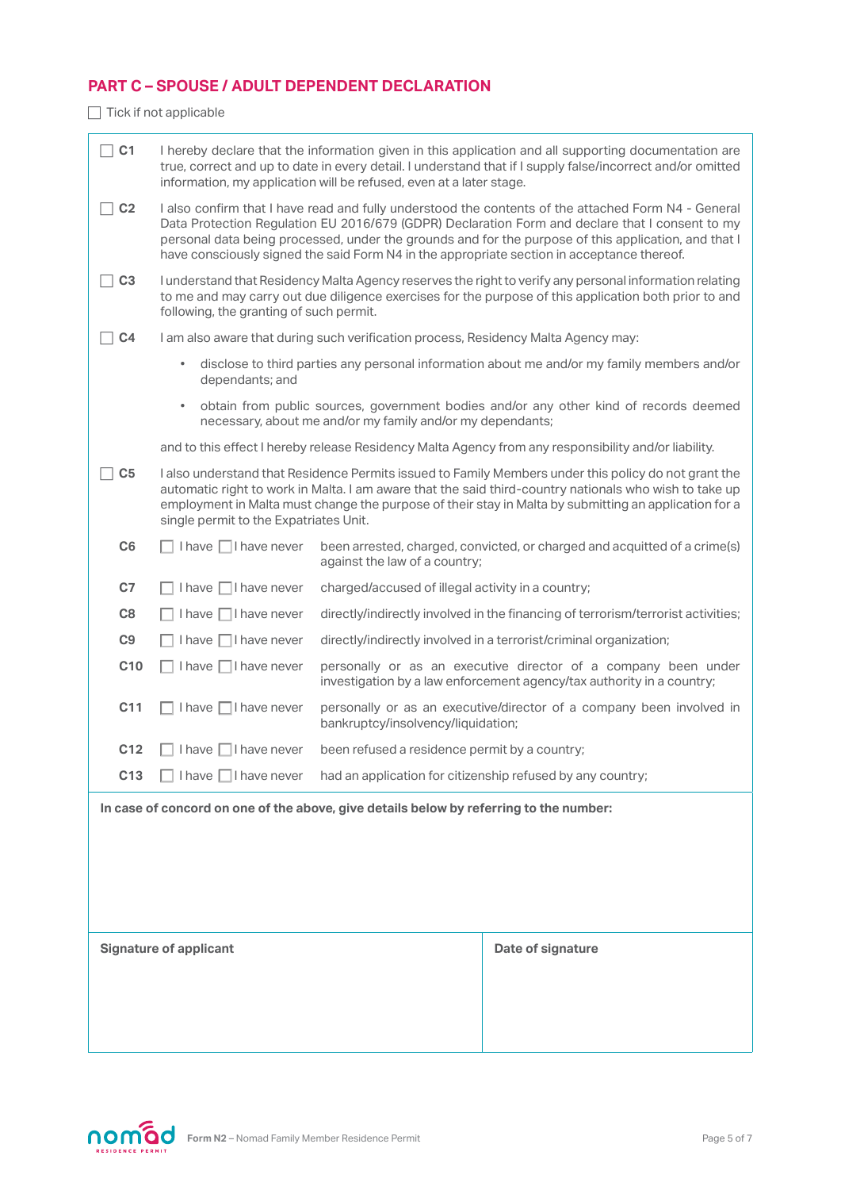## PART C – SPOUSE / ADULT DEPENDENT DECLARATION

☐ Tick if not applicable

☐ **C1** I hereby declare that the information given in this application and all supporting documentation are true, correct and up to date in every detail. I understand that if I supply false/incorrect and/or omitted information, my application will be refused, even at a later stage.

☐ **C2** I also confirm that I have read and fully understood the contents of the attached Form N4 - General Data Protection Regulation EU 2016/679 (GDPR) Declaration Form and declare that I consent to my personal data being processed, under the grounds and for the purpose of this application, and that I have consciously signed the said Form N4 in the appropriate section in acceptance thereof.

☐ **C3** I understand that Residency Malta Agency reserves the right to verify any personal information relating to me and may carry out due diligence exercises for the purpose of this application both prior to and following, the granting of such permit.

☐ **C4** I am also aware that during such verification process, Residency Malta Agency may:

- disclose to third parties any personal information about me and/or my family members and/or dependants; and
- obtain from public sources, government bodies and/or any other kind of records deemed necessary, about me and/or my family and/or my dependants;

and to this effect I hereby release Residency Malta Agency from any responsibility and/or liability.

☐ **C5** I also understand that Residence Permits issued to Family Members under this policy do not grant the automatic right to work in Malta. I am aware that the said third-country nationals who wish to take up employment in Malta must change the purpose of their stay in Malta by submitting an application for a single permit to the Expatriates Unit.

| | | |
|---|---|---|
| **C6** | ☐ I have ☐ I have never | been arrested, charged, convicted, or charged and acquitted of a crime(s) against the law of a country; |
| **C7** | ☐ I have ☐ I have never | charged/accused of illegal activity in a country; |
| **C8** | ☐ I have ☐ I have never | directly/indirectly involved in the financing of terrorism/terrorist activities; |
| **C9** | ☐ I have ☐ I have never | directly/indirectly involved in a terrorist/criminal organization; |
| **C10** | ☐ I have ☐ I have never | personally or as an executive director of a company been under investigation by a law enforcement agency/tax authority in a country; |
| **C11** | ☐ I have ☐ I have never | personally or as an executive/director of a company been involved in bankruptcy/insolvency/liquidation; |
| **C12** | ☐ I have ☐ I have never | been refused a residence permit by a country; |
| **C13** | ☐ I have ☐ I have never | had an application for citizenship refused by any country; |

**In case of concord on one of the above, give details below by referring to the number:**

| Signature of applicant | Date of signature |
|---|---|
| | |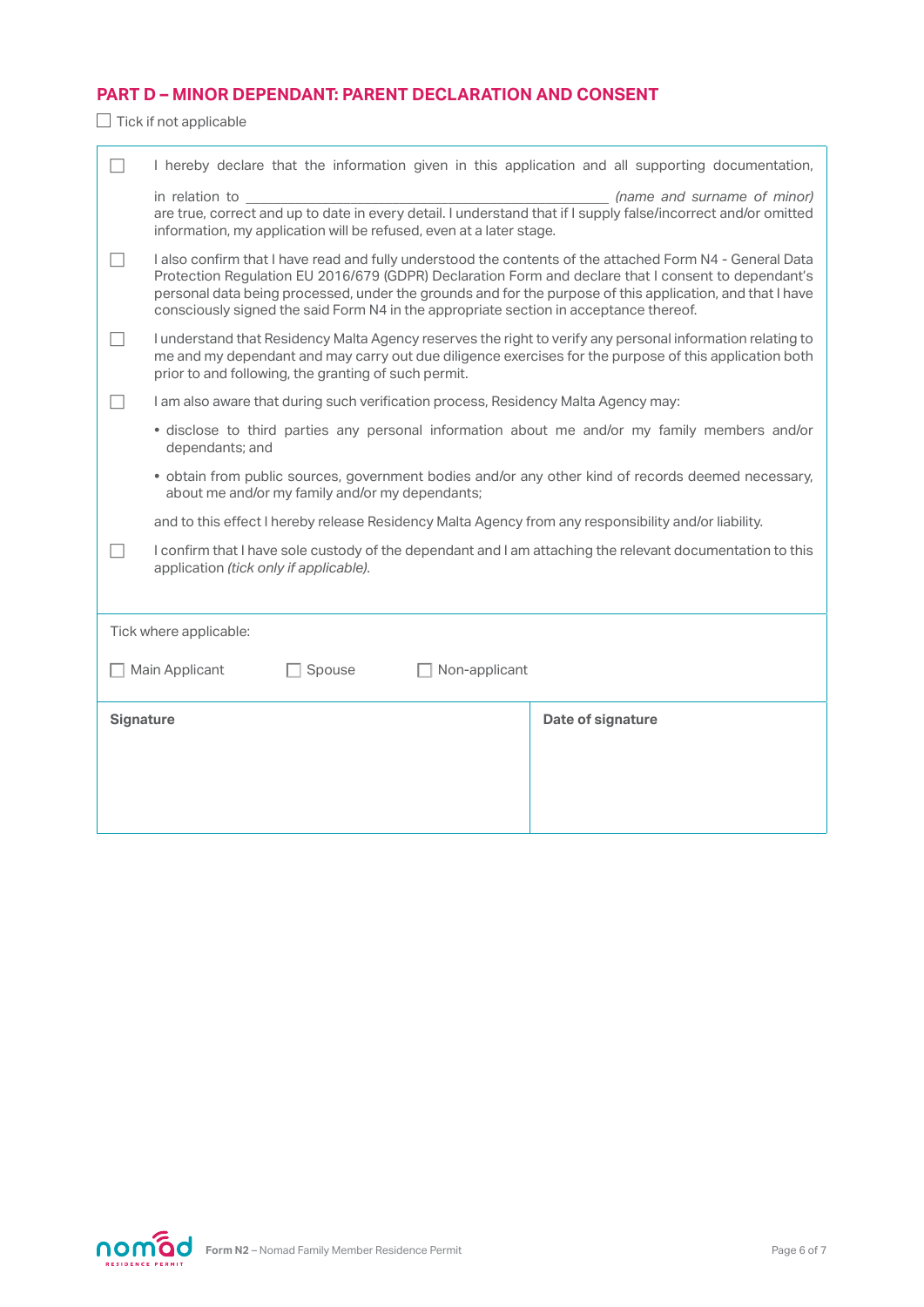## PART D – MINOR DEPENDANT: PARENT DECLARATION AND CONSENT

☐ Tick if not applicable

☐ I hereby declare that the information given in this application and all supporting documentation, in relation to \_\_\_\_\_\_\_\_\_\_\_\_\_\_\_\_\_\_\_\_\_\_\_\_\_\_\_\_\_\_\_\_\_\_\_\_\_\_\_\_\_\_\_\_ *(name and surname of minor)* are true, correct and up to date in every detail. I understand that if I supply false/incorrect and/or omitted information, my application will be refused, even at a later stage.

☐ I also confirm that I have read and fully understood the contents of the attached Form N4 - General Data Protection Regulation EU 2016/679 (GDPR) Declaration Form and declare that I consent to dependant's personal data being processed, under the grounds and for the purpose of this application, and that I have consciously signed the said Form N4 in the appropriate section in acceptance thereof.

☐ I understand that Residency Malta Agency reserves the right to verify any personal information relating to me and my dependant and may carry out due diligence exercises for the purpose of this application both prior to and following, the granting of such permit.

☐ I am also aware that during such verification process, Residency Malta Agency may:

- disclose to third parties any personal information about me and/or my family members and/or dependants; and
- obtain from public sources, government bodies and/or any other kind of records deemed necessary, about me and/or my family and/or my dependants;

and to this effect I hereby release Residency Malta Agency from any responsibility and/or liability.

☐ I confirm that I have sole custody of the dependant and I am attaching the relevant documentation to this application *(tick only if applicable)*.

Tick where applicable:

☐ Main Applicant ☐ Spouse ☐ Non-applicant

| **Signature** | **Date of signature** |
|---|---|
| | |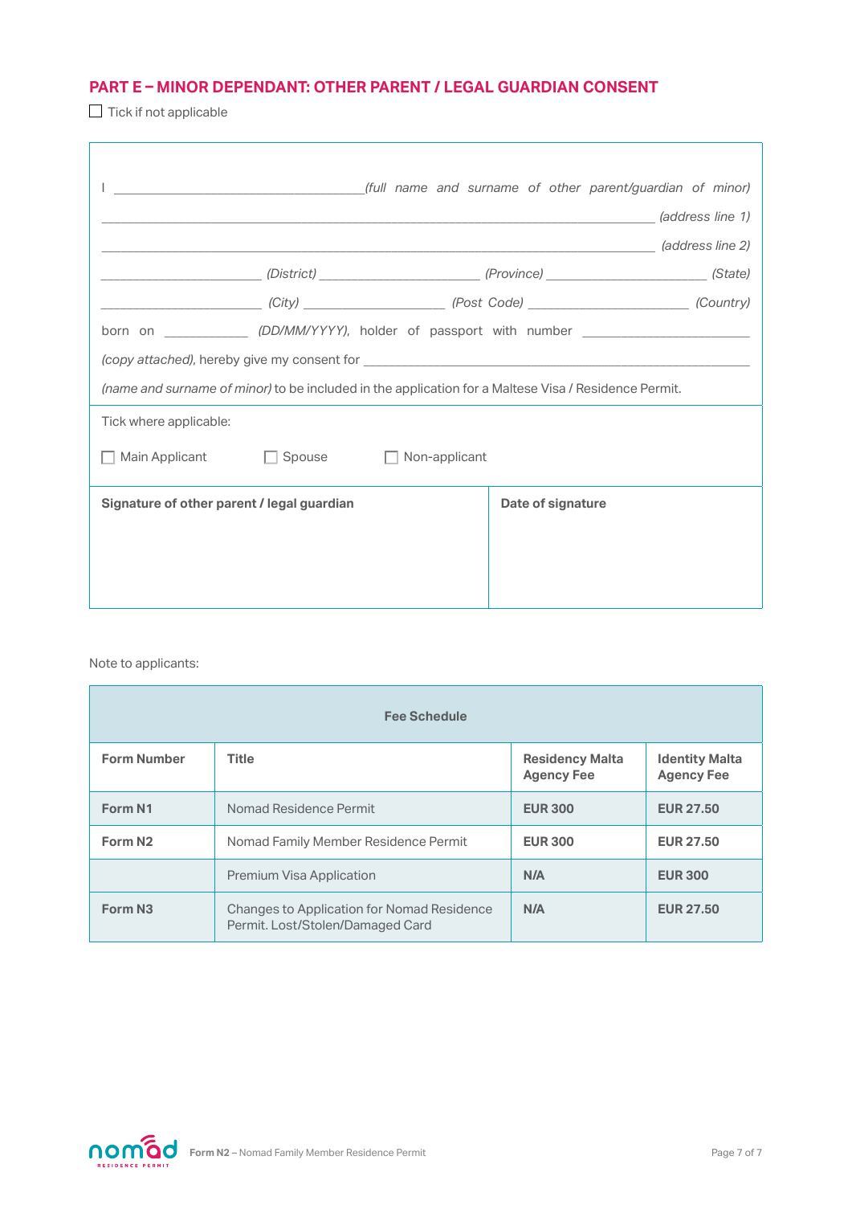## PART E – MINOR DEPENDANT: OTHER PARENT / LEGAL GUARDIAN CONSENT

☐ Tick if not applicable

I ______________________________*(full name and surname of other parent/guardian of minor)*

_____________________________________________________________________ *(address line 1)*

_____________________________________________________________________ *(address line 2)*

____________________ *(District)* ____________________ *(Province)* ____________________ *(State)*

____________________ *(City)* ____________________ *(Post Code)* ____________________ *(Country)*

born on __________ *(DD/MM/YYYY)*, holder of passport with number ____________________

*(copy attached)*, hereby give my consent for ____________________________________________

*(name and surname of minor)* to be included in the application for a Maltese Visa / Residence Permit.

Tick where applicable:

☐ Main Applicant ☐ Spouse ☐ Non-applicant

| Signature of other parent / legal guardian | Date of signature |
|---|---|
| | |

Note to applicants:

| Fee Schedule | | | |
|---|---|---|---|
| **Form Number** | **Title** | **Residency Malta Agency Fee** | **Identity Malta Agency Fee** |
| **Form N1** | Nomad Residence Permit | **EUR 300** | **EUR 27.50** |
| **Form N2** | Nomad Family Member Residence Permit | **EUR 300** | **EUR 27.50** |
| | Premium Visa Application | **N/A** | **EUR 300** |
| **Form N3** | Changes to Application for Nomad Residence Permit. Lost/Stolen/Damaged Card | **N/A** | **EUR 27.50** |